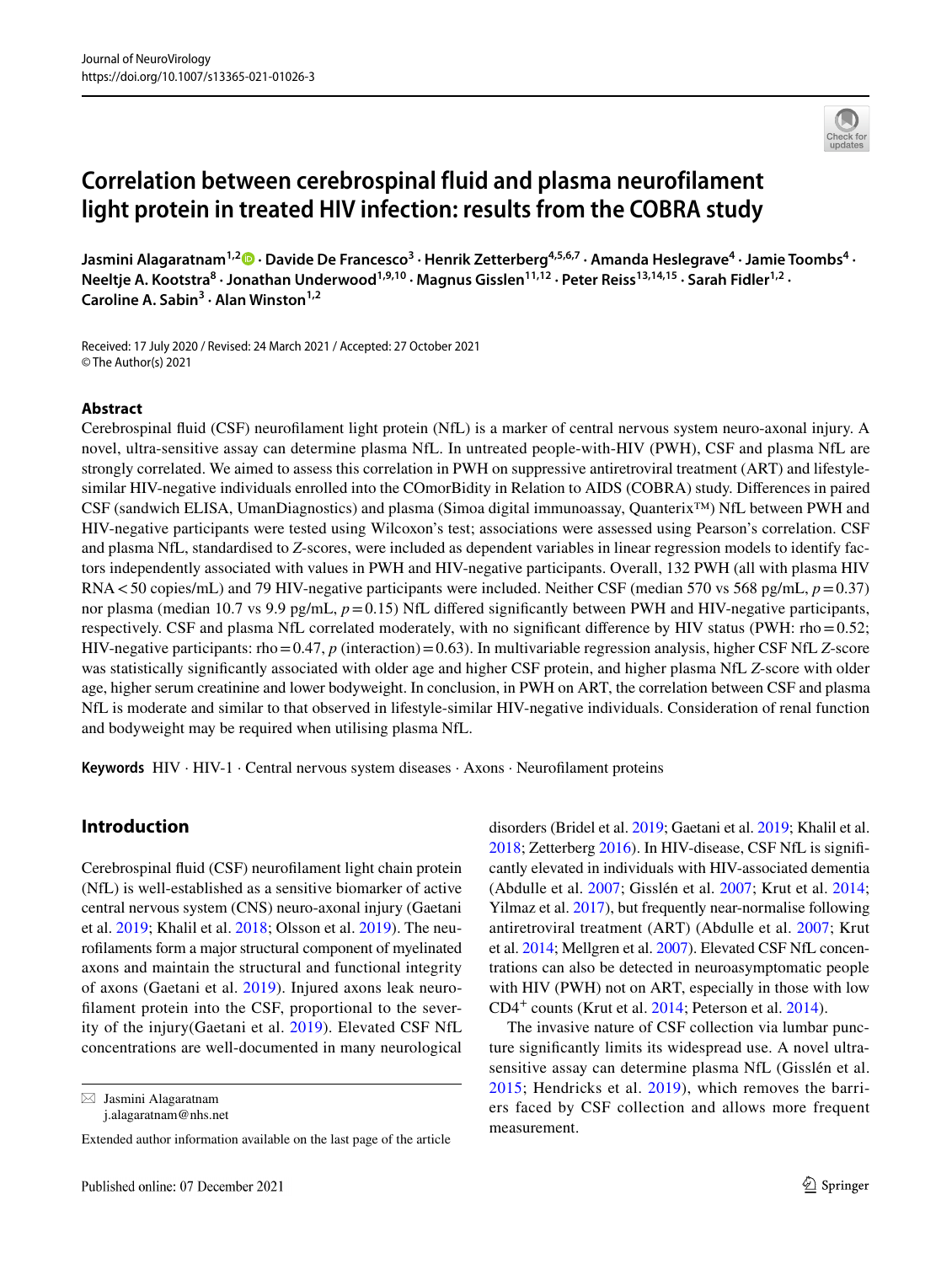# Correlation between cerebrospinal fluid and plasma neurofilament light protein in treated HIV infection: results from the COBRA study

**Jasmini Alagaratnam[1,2] · Davide De Francesco[3] · Henrik Zetterberg[4,5,6,7] · Amanda Heslegrave[4] · Jamie Toombs[4] · Neeltje A. Kootstra[8] · Jonathan Underwood[1,9,10] · Magnus Gisslen[11,12] · Peter Reiss[13,14,15] · Sarah Fidler[1,2] · Caroline A. Sabin[3] · Alan Winston[1,2]**

Received: 17 July 2020 / Revised: 24 March 2021 / Accepted: 27 October 2021
© The Author(s) 2021

## Abstract

Cerebrospinal fluid (CSF) neurofilament light protein (NfL) is a marker of central nervous system neuro-axonal injury. A novel, ultra-sensitive assay can determine plasma NfL. In untreated people-with-HIV (PWH), CSF and plasma NfL are strongly correlated. We aimed to assess this correlation in PWH on suppressive antiretroviral treatment (ART) and lifestyle-similar HIV-negative individuals enrolled into the COmorBidity in Relation to AIDS (COBRA) study. Differences in paired CSF (sandwich ELISA, UmanDiagnostics) and plasma (Simoa digital immunoassay, Quanterix™) NfL between PWH and HIV-negative participants were tested using Wilcoxon's test; associations were assessed using Pearson's correlation. CSF and plasma NfL, standardised to *Z*-scores, were included as dependent variables in linear regression models to identify factors independently associated with values in PWH and HIV-negative participants. Overall, 132 PWH (all with plasma HIV RNA < 50 copies/mL) and 79 HIV-negative participants were included. Neither CSF (median 570 vs 568 pg/mL, $p = 0.37$) nor plasma (median 10.7 vs 9.9 pg/mL, $p = 0.15$) NfL differed significantly between PWH and HIV-negative participants, respectively. CSF and plasma NfL correlated moderately, with no significant difference by HIV status (PWH: rho = 0.52; HIV-negative participants: rho = 0.47, $p$ (interaction) = 0.63). In multivariable regression analysis, higher CSF NfL *Z*-score was statistically significantly associated with older age and higher CSF protein, and higher plasma NfL *Z*-score with older age, higher serum creatinine and lower bodyweight. In conclusion, in PWH on ART, the correlation between CSF and plasma NfL is moderate and similar to that observed in lifestyle-similar HIV-negative individuals. Consideration of renal function and bodyweight may be required when utilising plasma NfL.

**Keywords** HIV · HIV-1 · Central nervous system diseases · Axons · Neurofilament proteins

## Introduction

Cerebrospinal fluid (CSF) neurofilament light chain protein (NfL) is well-established as a sensitive biomarker of active central nervous system (CNS) neuro-axonal injury (Gaetani et al. 2019; Khalil et al. 2018; Olsson et al. 2019). The neurofilaments form a major structural component of myelinated axons and maintain the structural and functional integrity of axons (Gaetani et al. 2019). Injured axons leak neurofilament protein into the CSF, proportional to the severity of the injury(Gaetani et al. 2019). Elevated CSF NfL concentrations are well-documented in many neurological disorders (Bridel et al. 2019; Gaetani et al. 2019; Khalil et al. 2018; Zetterberg 2016). In HIV-disease, CSF NfL is significantly elevated in individuals with HIV-associated dementia (Abdulle et al. 2007; Gisslén et al. 2007; Krut et al. 2014; Yilmaz et al. 2017), but frequently near-normalise following antiretroviral treatment (ART) (Abdulle et al. 2007; Krut et al. 2014; Mellgren et al. 2007). Elevated CSF NfL concentrations can also be detected in neuroasymptomatic people with HIV (PWH) not on ART, especially in those with low $CD4^{+}$ counts (Krut et al. 2014; Peterson et al. 2014).

The invasive nature of CSF collection via lumbar puncture significantly limits its widespread use. A novel ultra-sensitive assay can determine plasma NfL (Gisslén et al. 2015; Hendricks et al. 2019), which removes the barriers faced by CSF collection and allows more frequent measurement.

✉ Jasmini Alagaratnam
j.alagaratnam@nhs.net

Extended author information available on the last page of the article

Published online: 07 December 2021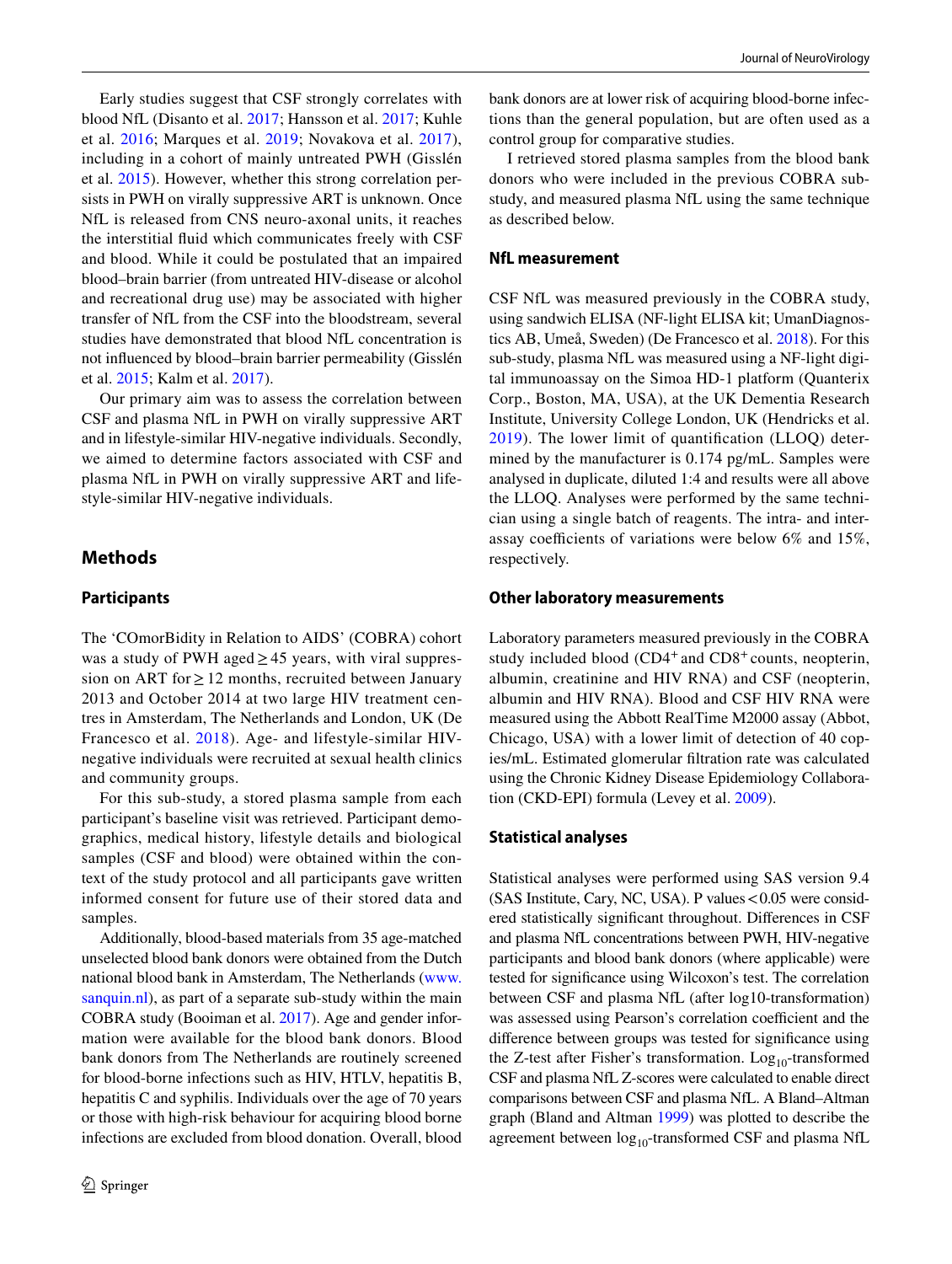Early studies suggest that CSF strongly correlates with blood NfL (Disanto et al. 2017; Hansson et al. 2017; Kuhle et al. 2016; Marques et al. 2019; Novakova et al. 2017), including in a cohort of mainly untreated PWH (Gisslén et al. 2015). However, whether this strong correlation persists in PWH on virally suppressive ART is unknown. Once NfL is released from CNS neuro-axonal units, it reaches the interstitial fluid which communicates freely with CSF and blood. While it could be postulated that an impaired blood–brain barrier (from untreated HIV-disease or alcohol and recreational drug use) may be associated with higher transfer of NfL from the CSF into the bloodstream, several studies have demonstrated that blood NfL concentration is not influenced by blood–brain barrier permeability (Gisslén et al. 2015; Kalm et al. 2017).

Our primary aim was to assess the correlation between CSF and plasma NfL in PWH on virally suppressive ART and in lifestyle-similar HIV-negative individuals. Secondly, we aimed to determine factors associated with CSF and plasma NfL in PWH on virally suppressive ART and lifestyle-similar HIV-negative individuals.

## Methods

### Participants

The 'COmorBidity in Relation to AIDS' (COBRA) cohort was a study of PWH aged ≥ 45 years, with viral suppression on ART for ≥ 12 months, recruited between January 2013 and October 2014 at two large HIV treatment centres in Amsterdam, The Netherlands and London, UK (De Francesco et al. 2018). Age- and lifestyle-similar HIV-negative individuals were recruited at sexual health clinics and community groups.

For this sub-study, a stored plasma sample from each participant's baseline visit was retrieved. Participant demographics, medical history, lifestyle details and biological samples (CSF and blood) were obtained within the context of the study protocol and all participants gave written informed consent for future use of their stored data and samples.

Additionally, blood-based materials from 35 age-matched unselected blood bank donors were obtained from the Dutch national blood bank in Amsterdam, The Netherlands (www.sanquin.nl), as part of a separate sub-study within the main COBRA study (Booiman et al. 2017). Age and gender information were available for the blood bank donors. Blood bank donors from The Netherlands are routinely screened for blood-borne infections such as HIV, HTLV, hepatitis B, hepatitis C and syphilis. Individuals over the age of 70 years or those with high-risk behaviour for acquiring blood borne infections are excluded from blood donation. Overall, blood bank donors are at lower risk of acquiring blood-borne infections than the general population, but are often used as a control group for comparative studies.

I retrieved stored plasma samples from the blood bank donors who were included in the previous COBRA sub-study, and measured plasma NfL using the same technique as described below.

### NfL measurement

CSF NfL was measured previously in the COBRA study, using sandwich ELISA (NF-light ELISA kit; UmanDiagnostics AB, Umeå, Sweden) (De Francesco et al. 2018). For this sub-study, plasma NfL was measured using a NF-light digital immunoassay on the Simoa HD-1 platform (Quanterix Corp., Boston, MA, USA), at the UK Dementia Research Institute, University College London, UK (Hendricks et al. 2019). The lower limit of quantification (LLOQ) determined by the manufacturer is 0.174 pg/mL. Samples were analysed in duplicate, diluted 1:4 and results were all above the LLOQ. Analyses were performed by the same technician using a single batch of reagents. The intra- and inter-assay coefficients of variations were below 6% and 15%, respectively.

### Other laboratory measurements

Laboratory parameters measured previously in the COBRA study included blood ($CD4^+$ and $CD8^+$ counts, neopterin, albumin, creatinine and HIV RNA) and CSF (neopterin, albumin and HIV RNA). Blood and CSF HIV RNA were measured using the Abbott RealTime M2000 assay (Abbot, Chicago, USA) with a lower limit of detection of 40 copies/mL. Estimated glomerular filtration rate was calculated using the Chronic Kidney Disease Epidemiology Collaboration (CKD-EPI) formula (Levey et al. 2009).

### Statistical analyses

Statistical analyses were performed using SAS version 9.4 (SAS Institute, Cary, NC, USA). P values < 0.05 were considered statistically significant throughout. Differences in CSF and plasma NfL concentrations between PWH, HIV-negative participants and blood bank donors (where applicable) were tested for significance using Wilcoxon's test. The correlation between CSF and plasma NfL (after log10-transformation) was assessed using Pearson's correlation coefficient and the difference between groups was tested for significance using the Z-test after Fisher's transformation. $\text{Log}_{10}$-transformed CSF and plasma NfL Z-scores were calculated to enable direct comparisons between CSF and plasma NfL. A Bland–Altman graph (Bland and Altman 1999) was plotted to describe the agreement between $\log_{10}$-transformed CSF and plasma NfL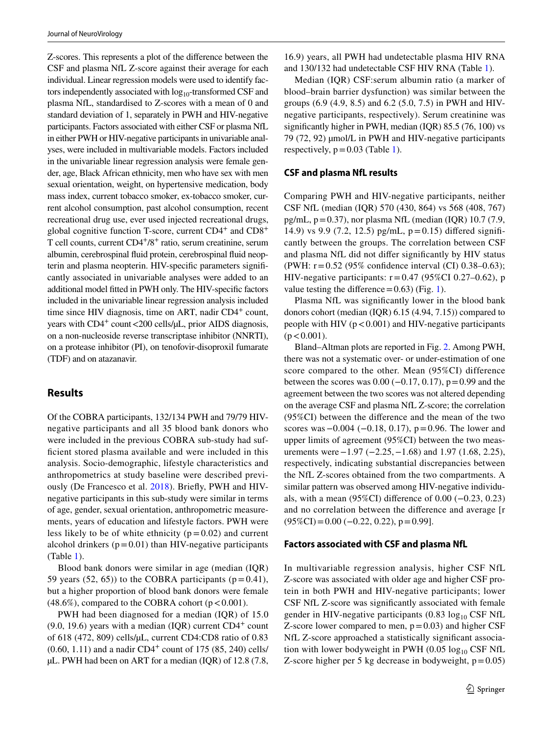Z-scores. This represents a plot of the difference between the CSF and plasma NfL Z-score against their average for each individual. Linear regression models were used to identify factors independently associated with $\log_{10}$-transformed CSF and plasma NfL, standardised to Z-scores with a mean of 0 and standard deviation of 1, separately in PWH and HIV-negative participants. Factors associated with either CSF or plasma NfL in either PWH or HIV-negative participants in univariable analyses, were included in multivariable models. Factors included in the univariable linear regression analysis were female gender, age, Black African ethnicity, men who have sex with men sexual orientation, weight, on hypertensive medication, body mass index, current tobacco smoker, ex-tobacco smoker, current alcohol consumption, past alcohol consumption, recent recreational drug use, ever used injected recreational drugs, global cognitive function T-score, current $CD4^+$ and $CD8^+$ T cell counts, current $CD4^+/8^+$ ratio, serum creatinine, serum albumin, cerebrospinal fluid protein, cerebrospinal fluid neopterin and plasma neopterin. HIV-specific parameters significantly associated in univariable analyses were added to an additional model fitted in PWH only. The HIV-specific factors included in the univariable linear regression analysis included time since HIV diagnosis, time on ART, nadir $CD4^+$ count, years with $CD4^+$ count <200 cells/µL, prior AIDS diagnosis, on a non-nucleoside reverse transcriptase inhibitor (NNRTI), on a protease inhibitor (PI), on tenofovir-disoproxil fumarate (TDF) and on atazanavir.

## Results

Of the COBRA participants, 132/134 PWH and 79/79 HIV-negative participants and all 35 blood bank donors who were included in the previous COBRA sub-study had sufficient stored plasma available and were included in this analysis. Socio-demographic, lifestyle characteristics and anthropometrics at study baseline were described previously (De Francesco et al. 2018). Briefly, PWH and HIV-negative participants in this sub-study were similar in terms of age, gender, sexual orientation, anthropometric measurements, years of education and lifestyle factors. PWH were less likely to be of white ethnicity ($p = 0.02$) and current alcohol drinkers ($p = 0.01$) than HIV-negative participants (Table 1).

Blood bank donors were similar in age (median (IQR) 59 years (52, 65)) to the COBRA participants ($p = 0.41$), but a higher proportion of blood bank donors were female (48.6%), compared to the COBRA cohort ($p < 0.001$).

PWH had been diagnosed for a median (IQR) of 15.0 (9.0, 19.6) years with a median (IQR) current $CD4^+$ count of 618 (472, 809) cells/µL, current CD4:CD8 ratio of 0.83 (0.60, 1.11) and a nadir $CD4^+$ count of 175 (85, 240) cells/µL. PWH had been on ART for a median (IQR) of 12.8 (7.8, 16.9) years, all PWH had undetectable plasma HIV RNA and 130/132 had undetectable CSF HIV RNA (Table 1).

Median (IQR) CSF:serum albumin ratio (a marker of blood–brain barrier dysfunction) was similar between the groups (6.9 (4.9, 8.5) and 6.2 (5.0, 7.5) in PWH and HIV-negative participants, respectively). Serum creatinine was significantly higher in PWH, median (IQR) 85.5 (76, 100) vs 79 (72, 92) µmol/L in PWH and HIV-negative participants respectively, $p = 0.03$ (Table 1).

### CSF and plasma NfL results

Comparing PWH and HIV-negative participants, neither CSF NfL (median (IQR) 570 (430, 864) vs 568 (408, 767) pg/mL, $p = 0.37$), nor plasma NfL (median (IQR) 10.7 (7.9, 14.9) vs 9.9 (7.2, 12.5) pg/mL, $p = 0.15$) differed significantly between the groups. The correlation between CSF and plasma NfL did not differ significantly by HIV status (PWH: $r = 0.52$ (95% confidence interval (CI) 0.38–0.63); HIV-negative participants: $r = 0.47$ (95%CI 0.27–0.62), p value testing the difference = 0.63) (Fig. 1).

Plasma NfL was significantly lower in the blood bank donors cohort (median (IQR) 6.15 (4.94, 7.15)) compared to people with HIV ($p < 0.001$) and HIV-negative participants ($p < 0.001$).

Bland–Altman plots are reported in Fig. 2. Among PWH, there was not a systematic over- or under-estimation of one score compared to the other. Mean (95%CI) difference between the scores was 0.00 (−0.17, 0.17), $p = 0.99$ and the agreement between the two scores was not altered depending on the average CSF and plasma NfL Z-score; the correlation (95%CI) between the difference and the mean of the two scores was −0.004 (−0.18, 0.17), $p = 0.96$. The lower and upper limits of agreement (95%CI) between the two measurements were −1.97 (−2.25, −1.68) and 1.97 (1.68, 2.25), respectively, indicating substantial discrepancies between the NfL Z-scores obtained from the two compartments. A similar pattern was observed among HIV-negative individuals, with a mean (95%CI) difference of 0.00 (−0.23, 0.23) and no correlation between the difference and average [r (95%CI) = 0.00 (−0.22, 0.22), $p = 0.99$].

### Factors associated with CSF and plasma NfL

In multivariable regression analysis, higher CSF NfL Z-score was associated with older age and higher CSF protein in both PWH and HIV-negative participants; lower CSF NfL Z-score was significantly associated with female gender in HIV-negative participants (0.83 $\log_{10}$ CSF NfL Z-score lower compared to men, $p = 0.03$) and higher CSF NfL Z-score approached a statistically significant association with lower bodyweight in PWH (0.05 $\log_{10}$ CSF NfL Z-score higher per 5 kg decrease in bodyweight, $p = 0.05$)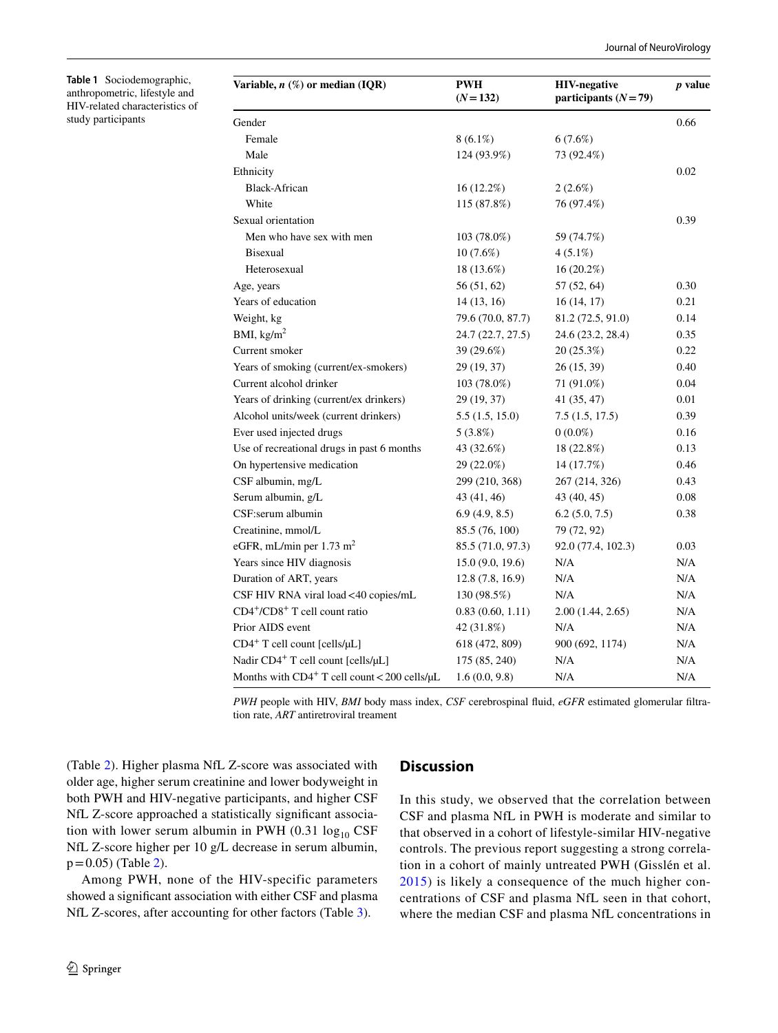**Table 1** Sociodemographic, anthropometric, lifestyle and HIV-related characteristics of study participants

| Variable, *n* (%) or median (IQR) | PWH ($N = 132$) | HIV-negative participants ($N = 79$) | *p* value |
|---|---|---|---|
| Gender | | | 0.66 |
| Female | 8 (6.1%) | 6 (7.6%) | |
| Male | 124 (93.9%) | 73 (92.4%) | |
| Ethnicity | | | 0.02 |
| Black-African | 16 (12.2%) | 2 (2.6%) | |
| White | 115 (87.8%) | 76 (97.4%) | |
| Sexual orientation | | | 0.39 |
| Men who have sex with men | 103 (78.0%) | 59 (74.7%) | |
| Bisexual | 10 (7.6%) | 4 (5.1%) | |
| Heterosexual | 18 (13.6%) | 16 (20.2%) | |
| Age, years | 56 (51, 62) | 57 (52, 64) | 0.30 |
| Years of education | 14 (13, 16) | 16 (14, 17) | 0.21 |
| Weight, kg | 79.6 (70.0, 87.7) | 81.2 (72.5, 91.0) | 0.14 |
| BMI, kg/m$^2$ | 24.7 (22.7, 27.5) | 24.6 (23.2, 28.4) | 0.35 |
| Current smoker | 39 (29.6%) | 20 (25.3%) | 0.22 |
| Years of smoking (current/ex-smokers) | 29 (19, 37) | 26 (15, 39) | 0.40 |
| Current alcohol drinker | 103 (78.0%) | 71 (91.0%) | 0.04 |
| Years of drinking (current/ex drinkers) | 29 (19, 37) | 41 (35, 47) | 0.01 |
| Alcohol units/week (current drinkers) | 5.5 (1.5, 15.0) | 7.5 (1.5, 17.5) | 0.39 |
| Ever used injected drugs | 5 (3.8%) | 0 (0.0%) | 0.16 |
| Use of recreational drugs in past 6 months | 43 (32.6%) | 18 (22.8%) | 0.13 |
| On hypertensive medication | 29 (22.0%) | 14 (17.7%) | 0.46 |
| CSF albumin, mg/L | 299 (210, 368) | 267 (214, 326) | 0.43 |
| Serum albumin, g/L | 43 (41, 46) | 43 (40, 45) | 0.08 |
| CSF:serum albumin | 6.9 (4.9, 8.5) | 6.2 (5.0, 7.5) | 0.38 |
| Creatinine, mmol/L | 85.5 (76, 100) | 79 (72, 92) | |
| eGFR, mL/min per 1.73 m$^2$ | 85.5 (71.0, 97.3) | 92.0 (77.4, 102.3) | 0.03 |
| Years since HIV diagnosis | 15.0 (9.0, 19.6) | N/A | N/A |
| Duration of ART, years | 12.8 (7.8, 16.9) | N/A | N/A |
| CSF HIV RNA viral load < 40 copies/mL | 130 (98.5%) | N/A | N/A |
| CD4$^+$/CD8$^+$ T cell count ratio | 0.83 (0.60, 1.11) | 2.00 (1.44, 2.65) | N/A |
| Prior AIDS event | 42 (31.8%) | N/A | N/A |
| CD4$^+$ T cell count [cells/μL] | 618 (472, 809) | 900 (692, 1174) | N/A |
| Nadir CD4$^+$ T cell count [cells/μL] | 175 (85, 240) | N/A | N/A |
| Months with CD4$^+$ T cell count < 200 cells/μL | 1.6 (0.0, 9.8) | N/A | N/A |

*PWH* people with HIV, *BMI* body mass index, *CSF* cerebrospinal fluid, *eGFR* estimated glomerular filtration rate, *ART* antiretroviral treament

(Table 2). Higher plasma NfL Z-score was associated with older age, higher serum creatinine and lower bodyweight in both PWH and HIV-negative participants, and higher CSF NfL Z-score approached a statistically significant association with lower serum albumin in PWH (0.31 $\log_{10}$ CSF NfL Z-score higher per 10 g/L decrease in serum albumin, $p = 0.05$) (Table 2).

Among PWH, none of the HIV-specific parameters showed a significant association with either CSF and plasma NfL Z-scores, after accounting for other factors (Table 3).

## Discussion

In this study, we observed that the correlation between CSF and plasma NfL in PWH is moderate and similar to that observed in a cohort of lifestyle-similar HIV-negative controls. The previous report suggesting a strong correlation in a cohort of mainly untreated PWH (Gisslén et al. 2015) is likely a consequence of the much higher concentrations of CSF and plasma NfL seen in that cohort, where the median CSF and plasma NfL concentrations in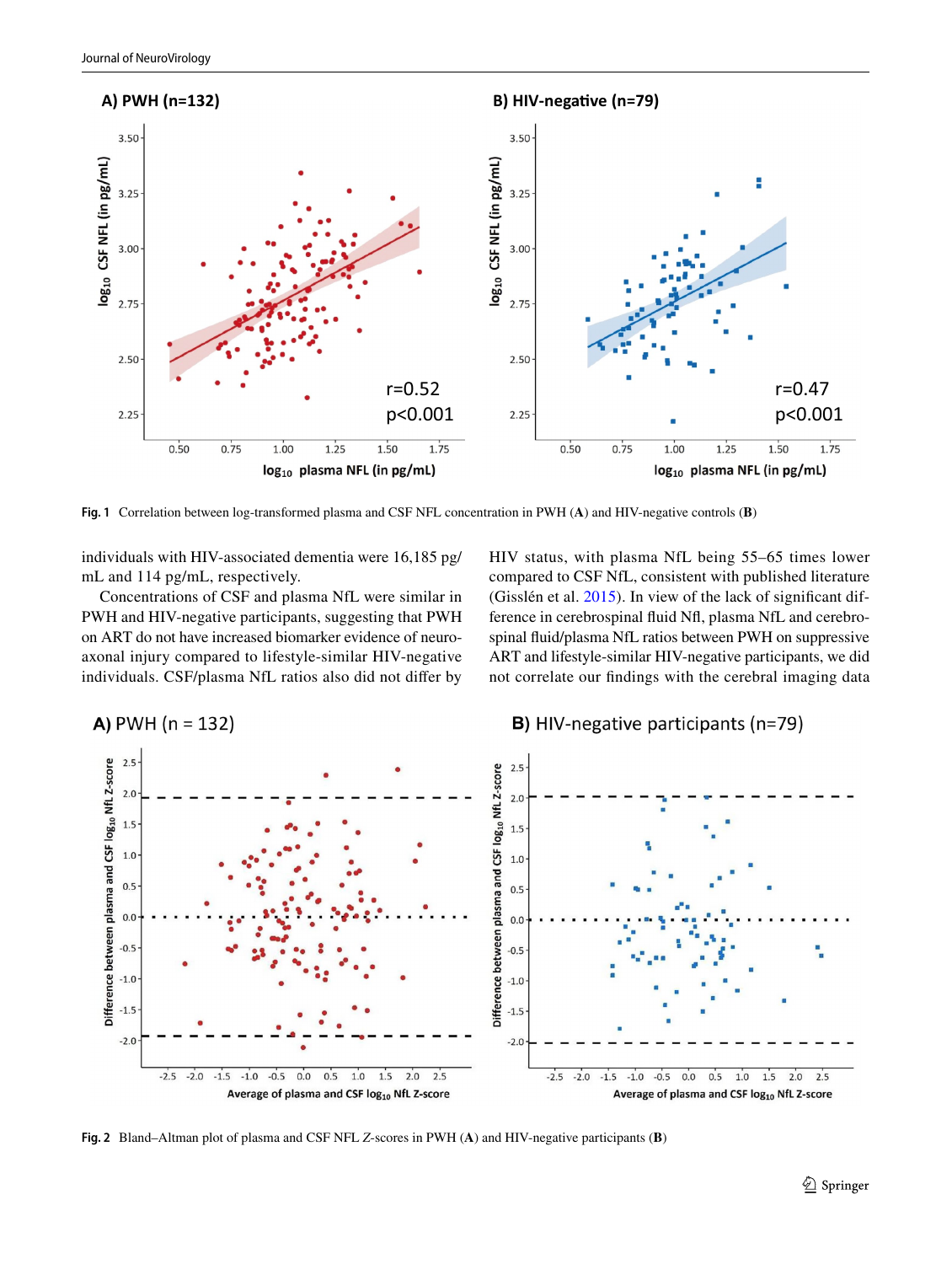Fig. 1 Correlation between log-transformed plasma and CSF NFL concentration in PWH (**A**) and HIV-negative controls (**B**)

individuals with HIV-associated dementia were 16,185 pg/mL and 114 pg/mL, respectively.

Concentrations of CSF and plasma NfL were similar in PWH and HIV-negative participants, suggesting that PWH on ART do not have increased biomarker evidence of neuroaxonal injury compared to lifestyle-similar HIV-negative individuals. CSF/plasma NfL ratios also did not differ by HIV status, with plasma NfL being 55–65 times lower compared to CSF NfL, consistent with published literature (Gisslén et al. 2015). In view of the lack of significant difference in cerebrospinal fluid Nfl, plasma NfL and cerebrospinal fluid/plasma NfL ratios between PWH on suppressive ART and lifestyle-similar HIV-negative participants, we did not correlate our findings with the cerebral imaging data

Fig. 2 Bland–Altman plot of plasma and CSF NFL *Z*-scores in PWH (**A**) and HIV-negative participants (**B**)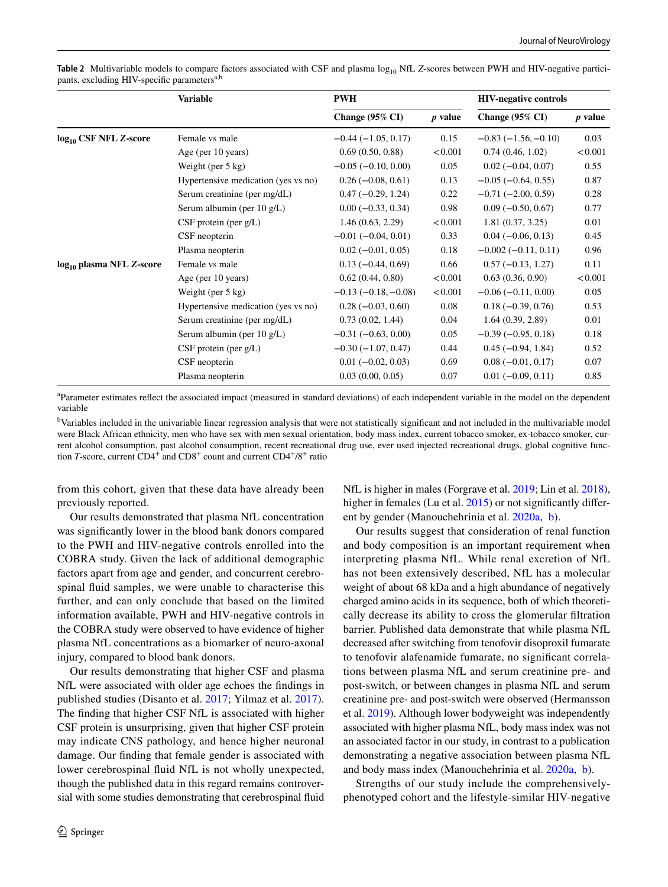**Table 2** Multivariable models to compare factors associated with CSF and plasma $\log_{10}$ NfL *Z*-scores between PWH and HIV-negative participants, excluding HIV-specific parameters[a,b]

| | Variable | PWH | | HIV-negative controls | |
|---|---|---|---|---|---|
| | | Change (95% CI) | *p* value | Change (95% CI) | *p* value |
| **$\log_{10}$ CSF NFL *Z*-score** | Female vs male | −0.44 (−1.05, 0.17) | 0.15 | −0.83 (−1.56, −0.10) | 0.03 |
| | Age (per 10 years) | 0.69 (0.50, 0.88) | <0.001 | 0.74 (0.46, 1.02) | <0.001 |
| | Weight (per 5 kg) | −0.05 (−0.10, 0.00) | 0.05 | 0.02 (−0.04, 0.07) | 0.55 |
| | Hypertensive medication (yes vs no) | 0.26 (−0.08, 0.61) | 0.13 | −0.05 (−0.64, 0.55) | 0.87 |
| | Serum creatinine (per mg/dL) | 0.47 (−0.29, 1.24) | 0.22 | −0.71 (−2.00, 0.59) | 0.28 |
| | Serum albumin (per 10 g/L) | 0.00 (−0.33, 0.34) | 0.98 | 0.09 (−0.50, 0.67) | 0.77 |
| | CSF protein (per g/L) | 1.46 (0.63, 2.29) | <0.001 | 1.81 (0.37, 3.25) | 0.01 |
| | CSF neopterin | −0.01 (−0.04, 0.01) | 0.33 | 0.04 (−0.06, 0.13) | 0.45 |
| | Plasma neopterin | 0.02 (−0.01, 0.05) | 0.18 | −0.002 (−0.11, 0.11) | 0.96 |
| **$\log_{10}$ plasma NFL *Z*-score** | Female vs male | 0.13 (−0.44, 0.69) | 0.66 | 0.57 (−0.13, 1.27) | 0.11 |
| | Age (per 10 years) | 0.62 (0.44, 0.80) | <0.001 | 0.63 (0.36, 0.90) | <0.001 |
| | Weight (per 5 kg) | −0.13 (−0.18, −0.08) | <0.001 | −0.06 (−0.11, 0.00) | 0.05 |
| | Hypertensive medication (yes vs no) | 0.28 (−0.03, 0.60) | 0.08 | 0.18 (−0.39, 0.76) | 0.53 |
| | Serum creatinine (per mg/dL) | 0.73 (0.02, 1.44) | 0.04 | 1.64 (0.39, 2.89) | 0.01 |
| | Serum albumin (per 10 g/L) | −0.31 (−0.63, 0.00) | 0.05 | −0.39 (−0.95, 0.18) | 0.18 |
| | CSF protein (per g/L) | −0.30 (−1.07, 0.47) | 0.44 | 0.45 (−0.94, 1.84) | 0.52 |
| | CSF neopterin | 0.01 (−0.02, 0.03) | 0.69 | 0.08 (−0.01, 0.17) | 0.07 |
| | Plasma neopterin | 0.03 (0.00, 0.05) | 0.07 | 0.01 (−0.09, 0.11) | 0.85 |

[a]Parameter estimates reflect the associated impact (measured in standard deviations) of each independent variable in the model on the dependent variable

[b]Variables included in the univariable linear regression analysis that were not statistically significant and not included in the multivariable model were Black African ethnicity, men who have sex with men sexual orientation, body mass index, current tobacco smoker, ex-tobacco smoker, current alcohol consumption, past alcohol consumption, recent recreational drug use, ever used injected recreational drugs, global cognitive function *T*-score, current $CD4^+$ and $CD8^+$ count and current $CD4^+/8^+$ ratio

from this cohort, given that these data have already been previously reported.

Our results demonstrated that plasma NfL concentration was significantly lower in the blood bank donors compared to the PWH and HIV-negative controls enrolled into the COBRA study. Given the lack of additional demographic factors apart from age and gender, and concurrent cerebrospinal fluid samples, we were unable to characterise this further, and can only conclude that based on the limited information available, PWH and HIV-negative controls in the COBRA study were observed to have evidence of higher plasma NfL concentrations as a biomarker of neuro-axonal injury, compared to blood bank donors.

Our results demonstrating that higher CSF and plasma NfL were associated with older age echoes the findings in published studies (Disanto et al. 2017; Yilmaz et al. 2017). The finding that higher CSF NfL is associated with higher CSF protein is unsurprising, given that higher CSF protein may indicate CNS pathology, and hence higher neuronal damage. Our finding that female gender is associated with lower cerebrospinal fluid NfL is not wholly unexpected, though the published data in this regard remains controversial with some studies demonstrating that cerebrospinal fluid NfL is higher in males (Forgrave et al. 2019; Lin et al. 2018), higher in females (Lu et al. 2015) or not significantly different by gender (Manouchehrinia et al. 2020a, b).

Our results suggest that consideration of renal function and body composition is an important requirement when interpreting plasma NfL. While renal excretion of NfL has not been extensively described, NfL has a molecular weight of about 68 kDa and a high abundance of negatively charged amino acids in its sequence, both of which theoretically decrease its ability to cross the glomerular filtration barrier. Published data demonstrate that while plasma NfL decreased after switching from tenofovir disoproxil fumarate to tenofovir alafenamide fumarate, no significant correlations between plasma NfL and serum creatinine pre- and post-switch, or between changes in plasma NfL and serum creatinine pre- and post-switch were observed (Hermansson et al. 2019). Although lower bodyweight was independently associated with higher plasma NfL, body mass index was not an associated factor in our study, in contrast to a publication demonstrating a negative association between plasma NfL and body mass index (Manouchehrinia et al. 2020a, b).

Strengths of our study include the comprehensively-phenotyped cohort and the lifestyle-similar HIV-negative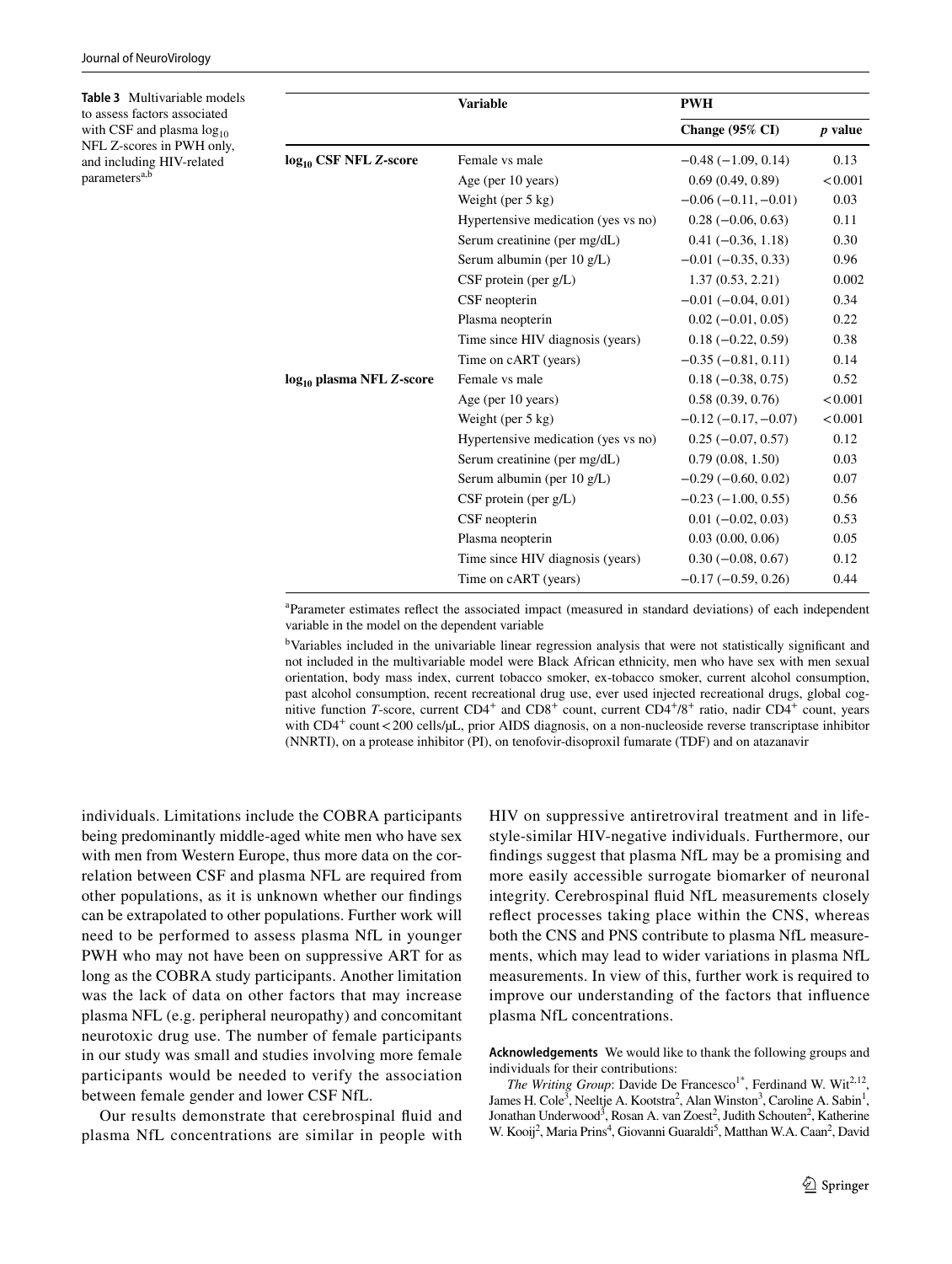**Table 3** Multivariable models to assess factors associated with CSF and plasma $\log_{10}$ NFL Z-scores in PWH only, and including HIV-related parameters[a,b]

| | Variable | PWH | |
|---|---|---|---|
| | | Change (95% CI) | *p* value |
| **$\log_{10}$ CSF NFL *Z*-score** | Female vs male | −0.48 (−1.09, 0.14) | 0.13 |
| | Age (per 10 years) | 0.69 (0.49, 0.89) | < 0.001 |
| | Weight (per 5 kg) | −0.06 (−0.11, −0.01) | 0.03 |
| | Hypertensive medication (yes vs no) | 0.28 (−0.06, 0.63) | 0.11 |
| | Serum creatinine (per mg/dL) | 0.41 (−0.36, 1.18) | 0.30 |
| | Serum albumin (per 10 g/L) | −0.01 (−0.35, 0.33) | 0.96 |
| | CSF protein (per g/L) | 1.37 (0.53, 2.21) | 0.002 |
| | CSF neopterin | −0.01 (−0.04, 0.01) | 0.34 |
| | Plasma neopterin | 0.02 (−0.01, 0.05) | 0.22 |
| | Time since HIV diagnosis (years) | 0.18 (−0.22, 0.59) | 0.38 |
| | Time on cART (years) | −0.35 (−0.81, 0.11) | 0.14 |
| **$\log_{10}$ plasma NFL *Z*-score** | Female vs male | 0.18 (−0.38, 0.75) | 0.52 |
| | Age (per 10 years) | 0.58 (0.39, 0.76) | < 0.001 |
| | Weight (per 5 kg) | −0.12 (−0.17, −0.07) | < 0.001 |
| | Hypertensive medication (yes vs no) | 0.25 (−0.07, 0.57) | 0.12 |
| | Serum creatinine (per mg/dL) | 0.79 (0.08, 1.50) | 0.03 |
| | Serum albumin (per 10 g/L) | −0.29 (−0.60, 0.02) | 0.07 |
| | CSF protein (per g/L) | −0.23 (−1.00, 0.55) | 0.56 |
| | CSF neopterin | 0.01 (−0.02, 0.03) | 0.53 |
| | Plasma neopterin | 0.03 (0.00, 0.06) | 0.05 |
| | Time since HIV diagnosis (years) | 0.30 (−0.08, 0.67) | 0.12 |
| | Time on cART (years) | −0.17 (−0.59, 0.26) | 0.44 |

[a]Parameter estimates reflect the associated impact (measured in standard deviations) of each independent variable in the model on the dependent variable

[b]Variables included in the univariable linear regression analysis that were not statistically significant and not included in the multivariable model were Black African ethnicity, men who have sex with men sexual orientation, body mass index, current tobacco smoker, ex-tobacco smoker, current alcohol consumption, past alcohol consumption, recent recreational drug use, ever used injected recreational drugs, global cognitive function *T*-score, current $CD4^+$ and $CD8^+$ count, current $CD4^+/8^+$ ratio, nadir $CD4^+$ count, years with $CD4^+$ count < 200 cells/μL, prior AIDS diagnosis, on a non-nucleoside reverse transcriptase inhibitor (NNRTI), on a protease inhibitor (PI), on tenofovir-disoproxil fumarate (TDF) and on atazanavir

individuals. Limitations include the COBRA participants being predominantly middle-aged white men who have sex with men from Western Europe, thus more data on the correlation between CSF and plasma NFL are required from other populations, as it is unknown whether our findings can be extrapolated to other populations. Further work will need to be performed to assess plasma NfL in younger PWH who may not have been on suppressive ART for as long as the COBRA study participants. Another limitation was the lack of data on other factors that may increase plasma NFL (e.g. peripheral neuropathy) and concomitant neurotoxic drug use. The number of female participants in our study was small and studies involving more female participants would be needed to verify the association between female gender and lower CSF NfL.

Our results demonstrate that cerebrospinal fluid and plasma NfL concentrations are similar in people with HIV on suppressive antiretroviral treatment and in lifestyle-similar HIV-negative individuals. Furthermore, our findings suggest that plasma NfL may be a promising and more easily accessible surrogate biomarker of neuronal integrity. Cerebrospinal fluid NfL measurements closely reflect processes taking place within the CNS, whereas both the CNS and PNS contribute to plasma NfL measurements, which may lead to wider variations in plasma NfL measurements. In view of this, further work is required to improve our understanding of the factors that influence plasma NfL concentrations.

**Acknowledgements** We would like to thank the following groups and individuals for their contributions:

*The Writing Group*: Davide De Francesco[1*], Ferdinand W. Wit[2,12], James H. Cole[3], Neeltje A. Kootstra[2], Alan Winston[3], Caroline A. Sabin[1], Jonathan Underwood[3], Rosan A. van Zoest[2], Judith Schouten[2], Katherine W. Kooij[2], Maria Prins[4], Giovanni Guaraldi[5], Matthan W.A. Caan[2], David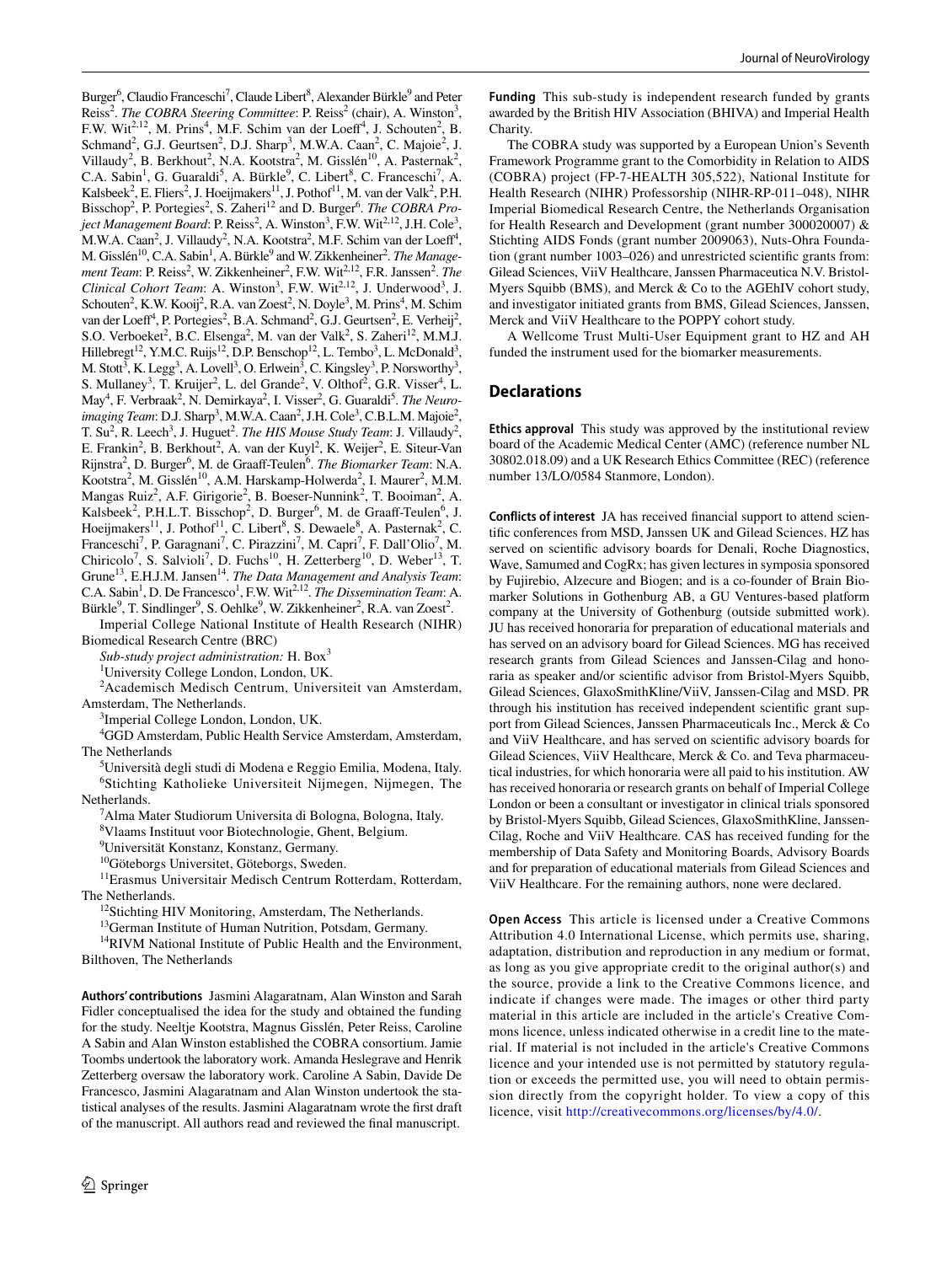Burger[6], Claudio Franceschi[7], Claude Libert[8], Alexander Bürkle[9] and Peter Reiss[2]. *The COBRA Steering Committee*: P. Reiss[2] (chair), A. Winston[3], F.W. Wit[2,12], M. Prins[4], M.F. Schim van der Loeff[4], J. Schouten[2], B. Schmand[2], G.J. Geurtsen[2], D.J. Sharp[3], M.W.A. Caan[2], C. Majoie[2], J. Villaudy[2], B. Berkhout[2], N.A. Kootstra[2], M. Gisslén[10], A. Pasternak[2], C.A. Sabin[1], G. Guaraldi[5], A. Bürkle[9], C. Libert[8], C. Franceschi[7], A. Kalsbeek[2], E. Fliers[2], J. Hoeijmakers[11], J. Pothof[11], M. van der Valk[2], P.H. Bisschop[2], P. Portegies[2], S. Zaheri[12] and D. Burger[6]. *The COBRA Project Management Board*: P. Reiss[2], A. Winston[3], F.W. Wit[2,12], J.H. Cole[3], M.W.A. Caan[2], J. Villaudy[2], N.A. Kootstra[2], M.F. Schim van der Loeff[4], M. Gisslén[10], C.A. Sabin[1], A. Bürkle[9] and W. Zikkenheiner[2]. *The Management Team*: P. Reiss[2], W. Zikkenheiner[2], F.W. Wit[2,12], F.R. Janssen[2]. *The Clinical Cohort Team*: A. Winston[3], F.W. Wit[2,12], J. Underwood[3], J. Schouten[2], K.W. Kooij[2], R.A. van Zoest[2], N. Doyle[3], M. Prins[4], M. Schim van der Loeff[4], P. Portegies[2], B.A. Schmand[2], G.J. Geurtsen[2], E. Verheij[2], S.O. Verboeket[2], B.C. Elsenga[2], M. van der Valk[2], S. Zaheri[12], M.M.J. Hillebregt[12], Y.M.C. Ruijs[12], D.P. Benschop[12], L. Tembo[3], L. McDonald[3], M. Stott[3], K. Legg[3], A. Lovell[3], O. Erlwein[3], C. Kingsley[3], P. Norsworthy[3], S. Mullaney[3], T. Kruijer[2], L. del Grande[2], V. Olthof[2], G.R. Visser[4], L. May[4], F. Verbraak[2], N. Demirkaya[2], I. Visser[2], G. Guaraldi[5]. *The Neuroimaging Team*: D.J. Sharp[3], M.W.A. Caan[2], J.H. Cole[3], C.B.L.M. Majoie[2], T. Su[2], R. Leech[3], J. Huguet[2]. *The HIS Mouse Study Team*: J. Villaudy[2], E. Frankin[2], B. Berkhout[2], A. van der Kuyl[2], K. Weijer[2], E. Siteur-Van Rijnstra[2], D. Burger[6], M. de Graaff-Teulen[6]. *The Biomarker Team*: N.A. Kootstra[2], M. Gisslén[10], A.M. Harskamp-Holwerda[2], I. Maurer[2], M.M. Mangas Ruiz[2], A.F. Girigorie[2], B. Boeser-Nunnink[2], T. Booiman[2], A. Kalsbeek[2], P.H.L.T. Bisschop[2], D. Burger[6], M. de Graaff-Teulen[6], J. Hoeijmakers[11], J. Pothof[11], C. Libert[8], S. Dewaele[8], A. Pasternak[2], C. Franceschi[7], P. Garagnani[7], C. Pirazzini[7], M. Capri[7], F. Dall'Olio[7], M. Chiricolo[7], S. Salvioli[7], D. Fuchs[10], H. Zetterberg[10], D. Weber[13], T. Grune[13], E.H.J.M. Jansen[14]. *The Data Management and Analysis Team*: C.A. Sabin[1], D. De Francesco[1], F.W. Wit[2,12]. *The Dissemination Team*: A. Bürkle[9], T. Sindlinger[9], S. Oehlke[9], W. Zikkenheiner[2], R.A. van Zoest[2].

Imperial College National Institute of Health Research (NIHR) Biomedical Research Centre (BRC)

*Sub-study project administration:* H. Box[3]

[1]University College London, London, UK.

[2]Academisch Medisch Centrum, Universiteit van Amsterdam, Amsterdam, The Netherlands.

[3]Imperial College London, London, UK.

[4]GGD Amsterdam, Public Health Service Amsterdam, Amsterdam, The Netherlands

[5]Università degli studi di Modena e Reggio Emilia, Modena, Italy.

[6]Stichting Katholieke Universiteit Nijmegen, Nijmegen, The Netherlands.

[7]Alma Mater Studiorum Universita di Bologna, Bologna, Italy.

[8]Vlaams Instituut voor Biotechnologie, Ghent, Belgium.

[9]Universität Konstanz, Konstanz, Germany.

[10]Göteborgs Universitet, Göteborgs, Sweden.

[11]Erasmus Universitair Medisch Centrum Rotterdam, Rotterdam, The Netherlands.

[12]Stichting HIV Monitoring, Amsterdam, The Netherlands.

[13]German Institute of Human Nutrition, Potsdam, Germany.

[14]RIVM National Institute of Public Health and the Environment, Bilthoven, The Netherlands

**Authors' contributions** Jasmini Alagaratnam, Alan Winston and Sarah Fidler conceptualised the idea for the study and obtained the funding for the study. Neeltje Kootstra, Magnus Gisslén, Peter Reiss, Caroline A Sabin and Alan Winston established the COBRA consortium. Jamie Toombs undertook the laboratory work. Amanda Heslegrave and Henrik Zetterberg oversaw the laboratory work. Caroline A Sabin, Davide De Francesco, Jasmini Alagaratnam and Alan Winston undertook the statistical analyses of the results. Jasmini Alagaratnam wrote the first draft of the manuscript. All authors read and reviewed the final manuscript.

**Funding** This sub-study is independent research funded by grants awarded by the British HIV Association (BHIVA) and Imperial Health Charity.

The COBRA study was supported by a European Union's Seventh Framework Programme grant to the Comorbidity in Relation to AIDS (COBRA) project (FP-7-HEALTH 305,522), National Institute for Health Research (NIHR) Professorship (NIHR-RP-011–048), NIHR Imperial Biomedical Research Centre, the Netherlands Organisation for Health Research and Development (grant number 300020007) & Stichting AIDS Fonds (grant number 2009063), Nuts-Ohra Foundation (grant number 1003–026) and unrestricted scientific grants from: Gilead Sciences, ViiV Healthcare, Janssen Pharmaceutica N.V. Bristol-Myers Squibb (BMS), and Merck & Co to the AGEhIV cohort study, and investigator initiated grants from BMS, Gilead Sciences, Janssen, Merck and ViiV Healthcare to the POPPY cohort study.

A Wellcome Trust Multi-User Equipment grant to HZ and AH funded the instrument used for the biomarker measurements.

## Declarations

**Ethics approval** This study was approved by the institutional review board of the Academic Medical Center (AMC) (reference number NL 30802.018.09) and a UK Research Ethics Committee (REC) (reference number 13/LO/0584 Stanmore, London).

**Conflicts of interest** JA has received financial support to attend scientific conferences from MSD, Janssen UK and Gilead Sciences. HZ has served on scientific advisory boards for Denali, Roche Diagnostics, Wave, Samumed and CogRx; has given lectures in symposia sponsored by Fujirebio, Alzecure and Biogen; and is a co-founder of Brain Biomarker Solutions in Gothenburg AB, a GU Ventures-based platform company at the University of Gothenburg (outside submitted work). JU has received honoraria for preparation of educational materials and has served on an advisory board for Gilead Sciences. MG has received research grants from Gilead Sciences and Janssen-Cilag and honoraria as speaker and/or scientific advisor from Bristol-Myers Squibb, Gilead Sciences, GlaxoSmithKline/ViiV, Janssen-Cilag and MSD. PR through his institution has received independent scientific grant support from Gilead Sciences, Janssen Pharmaceuticals Inc., Merck & Co and ViiV Healthcare, and has served on scientific advisory boards for Gilead Sciences, ViiV Healthcare, Merck & Co. and Teva pharmaceutical industries, for which honoraria were all paid to his institution. AW has received honoraria or research grants on behalf of Imperial College London or been a consultant or investigator in clinical trials sponsored by Bristol-Myers Squibb, Gilead Sciences, GlaxoSmithKline, Janssen-Cilag, Roche and ViiV Healthcare. CAS has received funding for the membership of Data Safety and Monitoring Boards, Advisory Boards and for preparation of educational materials from Gilead Sciences and ViiV Healthcare. For the remaining authors, none were declared.

**Open Access** This article is licensed under a Creative Commons Attribution 4.0 International License, which permits use, sharing, adaptation, distribution and reproduction in any medium or format, as long as you give appropriate credit to the original author(s) and the source, provide a link to the Creative Commons licence, and indicate if changes were made. The images or other third party material in this article are included in the article's Creative Commons licence, unless indicated otherwise in a credit line to the material. If material is not included in the article's Creative Commons licence and your intended use is not permitted by statutory regulation or exceeds the permitted use, you will need to obtain permission directly from the copyright holder. To view a copy of this licence, visit http://creativecommons.org/licenses/by/4.0/.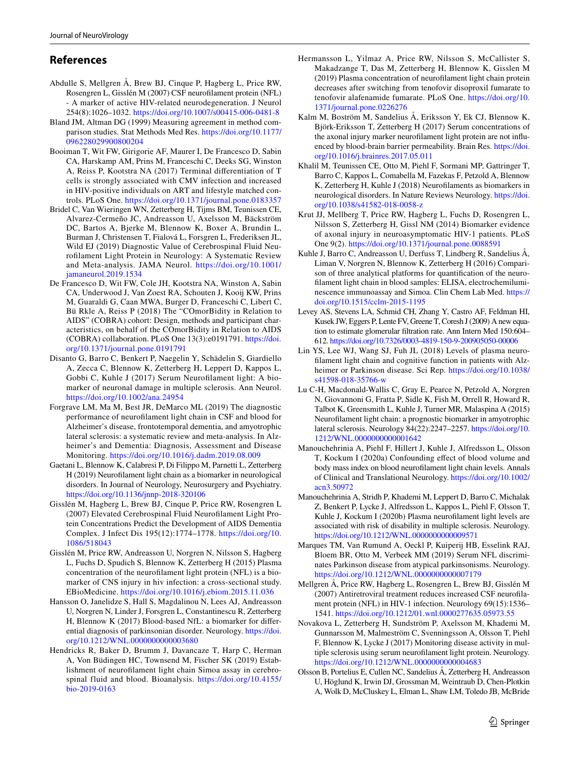## References

Abdulle S, Mellgren Å, Brew BJ, Cinque P, Hagberg L, Price RW, Rosengren L, Gisslén M (2007) CSF neurofilament protein (NFL) - A marker of active HIV-related neurodegeneration. J Neurol 254(8):1026–1032. https://doi.org/10.1007/s00415-006-0481-8

Bland JM, Altman DG (1999) Measuring agreement in method comparison studies. Stat Methods Med Res. https://doi.org/10.1177/096228029900800204

Booiman T, Wit FW, Girigorie AF, Maurer I, De Francesco D, Sabin CA, Harskamp AM, Prins M, Franceschi C, Deeks SG, Winston A, Reiss P, Kootstra NA (2017) Terminal differentiation of T cells is strongly associated with CMV infection and increased in HIV-positive individuals on ART and lifestyle matched controls. PLoS One. https://doi.org/10.1371/journal.pone.0183357

Bridel C, Van Wieringen WN, Zetterberg H, Tijms BM, Teunissen CE, Alvarez-Cermeño JC, Andreasson U, Axelsson M, Bäckström DC, Bartos A, Bjerke M, Blennow K, Boxer A, Brundin L, Burman J, Christensen T, Fialová L, Forsgren L, Frederiksen JL, Wild EJ (2019) Diagnostic Value of Cerebrospinal Fluid Neurofilament Light Protein in Neurology: A Systematic Review and Meta-analysis. JAMA Neurol. https://doi.org/10.1001/jamaneurol.2019.1534

De Francesco D, Wit FW, Cole JH, Kootstra NA, Winston A, Sabin CA, Underwood J, Van Zoest RA, Schouten J, Kooij KW, Prins M, Guaraldi G, Caan MWA, Burger D, Franceschi C, Libert C, Bü Rkle A, Reiss P (2018) The "COmorBidity in Relation to AIDS" (COBRA) cohort: Design, methods and participant characteristics, on behalf of the COmorBidity in Relation to AIDS (COBRA) collaboration. PLoS One 13(3):e0191791. https://doi.org/10.1371/journal.pone.0191791

Disanto G, Barro C, Benkert P, Naegelin Y, Schädelin S, Giardiello A, Zecca C, Blennow K, Zetterberg H, Leppert D, Kappos L, Gobbi C, Kuhle J (2017) Serum Neurofilament light: A biomarker of neuronal damage in multiple sclerosis. Ann Neurol. https://doi.org/10.1002/ana.24954

Forgrave LM, Ma M, Best JR, DeMarco ML (2019) The diagnostic performance of neurofilament light chain in CSF and blood for Alzheimer's disease, frontotemporal dementia, and amyotrophic lateral sclerosis: a systematic review and meta-analysis. In Alzheimer's and Dementia: Diagnosis, Assessment and Disease Monitoring. https://doi.org/10.1016/j.dadm.2019.08.009

Gaetani L, Blennow K, Calabresi P, Di Filippo M, Parnetti L, Zetterberg H (2019) Neurofilament light chain as a biomarker in neurological disorders. In Journal of Neurology, Neurosurgery and Psychiatry. https://doi.org/10.1136/jnnp-2018-320106

Gisslén M, Hagberg L, Brew BJ, Cinque P, Price RW, Rosengren L (2007) Elevated Cerebrospinal Fluid Neurofilament Light Protein Concentrations Predict the Development of AIDS Dementia Complex. J Infect Dis 195(12):1774–1778. https://doi.org/10.1086/518043

Gisslén M, Price RW, Andreasson U, Norgren N, Nilsson S, Hagberg L, Fuchs D, Spudich S, Blennow K, Zetterberg H (2015) Plasma concentration of the neurofilament light protein (NFL) is a biomarker of CNS injury in hiv infection: a cross-sectional study. EBioMedicine. https://doi.org/10.1016/j.ebiom.2015.11.036

Hansson O, Janelidze S, Hall S, Magdalinou N, Lees AJ, Andreasson U, Norgren N, Linder J, Forsgren L, Constantinescu R, Zetterberg H, Blennow K (2017) Blood-based NfL: a biomarker for differential diagnosis of parkinsonian disorder. Neurology. https://doi.org/10.1212/WNL.0000000000003680

Hendricks R, Baker D, Brumm J, Davancaze T, Harp C, Herman A, Von Büdingen HC, Townsend M, Fischer SK (2019) Establishment of neurofilament light chain Simoa assay in cerebrospinal fluid and blood. Bioanalysis. https://doi.org/10.4155/bio-2019-0163

Hermansson L, Yilmaz A, Price RW, Nilsson S, McCallister S, Makadzange T, Das M, Zetterberg H, Blennow K, Gisslen M (2019) Plasma concentration of neurofilament light chain protein decreases after switching from tenofovir disoproxil fumarate to tenofovir alafenamide fumarate. PLoS One. https://doi.org/10.1371/journal.pone.0226276

Kalm M, Boström M, Sandelius Å, Eriksson Y, Ek CJ, Blennow K, Björk-Eriksson T, Zetterberg H (2017) Serum concentrations of the axonal injury marker neurofilament light protein are not influenced by blood-brain barrier permeability. Brain Res. https://doi.org/10.1016/j.brainres.2017.05.011

Khalil M, Teunissen CE, Otto M, Piehl F, Sormani MP, Gattringer T, Barro C, Kappos L, Comabella M, Fazekas F, Petzold A, Blennow K, Zetterberg H, Kuhle J (2018) Neurofilaments as biomarkers in neurological disorders. In Nature Reviews Neurology. https://doi.org/10.1038/s41582-018-0058-z

Krut JJ, Mellberg T, Price RW, Hagberg L, Fuchs D, Rosengren L, Nilsson S, Zetterberg H, Gissl NM (2014) Biomarker evidence of axonal injury in neuroasymptomatic HIV-1 patients. PLoS One 9(2). https://doi.org/10.1371/journal.pone.0088591

Kuhle J, Barro C, Andreasson U, Derfuss T, Lindberg R, Sandelius Å, Liman V, Norgren N, Blennow K, Zetterberg H (2016) Comparison of three analytical platforms for quantification of the neurofilament light chain in blood samples: ELISA, electrochemiluminescence immunoassay and Simoa. Clin Chem Lab Med. https://doi.org/10.1515/cclm-2015-1195

Levey AS, Stevens LA, Schmid CH, Zhang Y, Castro AF, Feldman HI, Kusek JW, Eggers P, Lente FV, Greene T, Coresh J (2009) A new equation to estimate glomerular filtration rate. Ann Intern Med 150:604–612. https://doi.org/10.7326/0003-4819-150-9-200905050-00006

Lin Y-S, Lee WJ, Wang SJ, Fuh JL (2018) Levels of plasma neurofilament light chain and cognitive function in patients with Alzheimer or Parkinson disease. Sci Rep. https://doi.org/10.1038/s41598-018-35766-w

Lu C-H, Macdonald-Wallis C, Gray E, Pearce N, Petzold A, Norgren N, Giovannoni G, Fratta P, Sidle K, Fish M, Orrell R, Howard R, Talbot K, Greensmith L, Kuhle J, Turner MR, Malaspina A (2015) Neurofilament light chain: a prognostic biomarker in amyotrophic lateral sclerosis. Neurology 84(22):2247–2257. https://doi.org/10.1212/WNL.0000000000001642

Manouchehrinia A, Piehl F, Hillert J, Kuhle J, Alfredsson L, Olsson T, Kockum I (2020a) Confounding effect of blood volume and body mass index on blood neurofilament light chain levels. Annals of Clinical and Translational Neurology. https://doi.org/10.1002/acn3.50972

Manouchehrinia A, Stridh P, Khademi M, Leppert D, Barro C, Michalak Z, Benkert P, Lycke J, Alfredsson L, Kappos L, Piehl F, Olsson T, Kuhle J, Kockum I (2020b) Plasma neurofilament light levels are associated with risk of disability in multiple sclerosis. Neurology. https://doi.org/10.1212/WNL.0000000000009571

Marques TM, Van Rumund A, Oeckl P, Kuiperij HB, Esselink RAJ, Bloem BR, Otto M, Verbeek MM (2019) Serum NFL discriminates Parkinson disease from atypical parkinsonisms. Neurology. https://doi.org/10.1212/WNL.0000000000007179

Mellgren Å, Price RW, Hagberg L, Rosengren L, Brew BJ, Gisslén M (2007) Antiretroviral treatment reduces increased CSF neurofilament protein (NFL) in HIV-1 infection. Neurology 69(15):1536–1541. https://doi.org/10.1212/01.wnl.0000277635.05973.55

Novakova L, Zetterberg H, Sundström P, Axelsson M, Khademi M, Gunnarsson M, Malmeström C, Svenningsson A, Olsson T, Piehl F, Blennow K, Lycke J (2017) Monitoring disease activity in multiple sclerosis using serum neurofilament light protein. Neurology. https://doi.org/10.1212/WNL.0000000000004683

Olsson B, Portelius E, Cullen NC, Sandelius Å, Zetterberg H, Andreasson U, Höglund K, Irwin DJ, Grossman M, Weintraub D, Chen-Plotkin A, Wolk D, McCluskey L, Elman L, Shaw LM, Toledo JB, McBride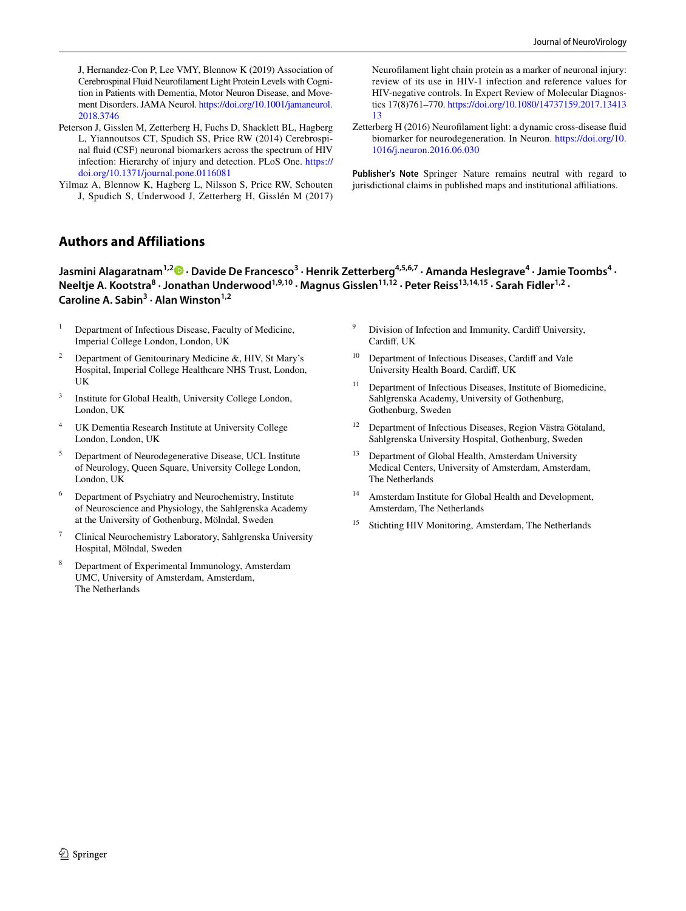J, Hernandez-Con P, Lee VMY, Blennow K (2019) Association of Cerebrospinal Fluid Neurofilament Light Protein Levels with Cognition in Patients with Dementia, Motor Neuron Disease, and Movement Disorders. JAMA Neurol. https://doi.org/10.1001/jamaneurol.2018.3746

Peterson J, Gisslen M, Zetterberg H, Fuchs D, Shacklett BL, Hagberg L, Yiannoutsos CT, Spudich SS, Price RW (2014) Cerebrospinal fluid (CSF) neuronal biomarkers across the spectrum of HIV infection: Hierarchy of injury and detection. PLoS One. https://doi.org/10.1371/journal.pone.0116081

Yilmaz A, Blennow K, Hagberg L, Nilsson S, Price RW, Schouten J, Spudich S, Underwood J, Zetterberg H, Gisslén M (2017) Neurofilament light chain protein as a marker of neuronal injury: review of its use in HIV-1 infection and reference values for HIV-negative controls. In Expert Review of Molecular Diagnostics 17(8)761–770. https://doi.org/10.1080/14737159.2017.1341313

Zetterberg H (2016) Neurofilament light: a dynamic cross-disease fluid biomarker for neurodegeneration. In Neuron. https://doi.org/10.1016/j.neuron.2016.06.030

**Publisher's Note** Springer Nature remains neutral with regard to jurisdictional claims in published maps and institutional affiliations.

## Authors and Affiliations

**Jasmini Alagaratnam[1,2] · Davide De Francesco[3] · Henrik Zetterberg[4,5,6,7] · Amanda Heslegrave[4] · Jamie Toombs[4] · Neeltje A. Kootstra[8] · Jonathan Underwood[1,9,10] · Magnus Gisslen[11,12] · Peter Reiss[13,14,15] · Sarah Fidler[1,2] · Caroline A. Sabin[3] · Alan Winston[1,2]**

1. Department of Infectious Disease, Faculty of Medicine, Imperial College London, London, UK
2. Department of Genitourinary Medicine &, HIV, St Mary's Hospital, Imperial College Healthcare NHS Trust, London, UK
3. Institute for Global Health, University College London, London, UK
4. UK Dementia Research Institute at University College London, London, UK
5. Department of Neurodegenerative Disease, UCL Institute of Neurology, Queen Square, University College London, London, UK
6. Department of Psychiatry and Neurochemistry, Institute of Neuroscience and Physiology, the Sahlgrenska Academy at the University of Gothenburg, Mölndal, Sweden
7. Clinical Neurochemistry Laboratory, Sahlgrenska University Hospital, Mölndal, Sweden
8. Department of Experimental Immunology, Amsterdam UMC, University of Amsterdam, Amsterdam, The Netherlands
9. Division of Infection and Immunity, Cardiff University, Cardiff, UK
10. Department of Infectious Diseases, Cardiff and Vale University Health Board, Cardiff, UK
11. Department of Infectious Diseases, Institute of Biomedicine, Sahlgrenska Academy, University of Gothenburg, Gothenburg, Sweden
12. Department of Infectious Diseases, Region Västra Götaland, Sahlgrenska University Hospital, Gothenburg, Sweden
13. Department of Global Health, Amsterdam University Medical Centers, University of Amsterdam, Amsterdam, The Netherlands
14. Amsterdam Institute for Global Health and Development, Amsterdam, The Netherlands
15. Stichting HIV Monitoring, Amsterdam, The Netherlands